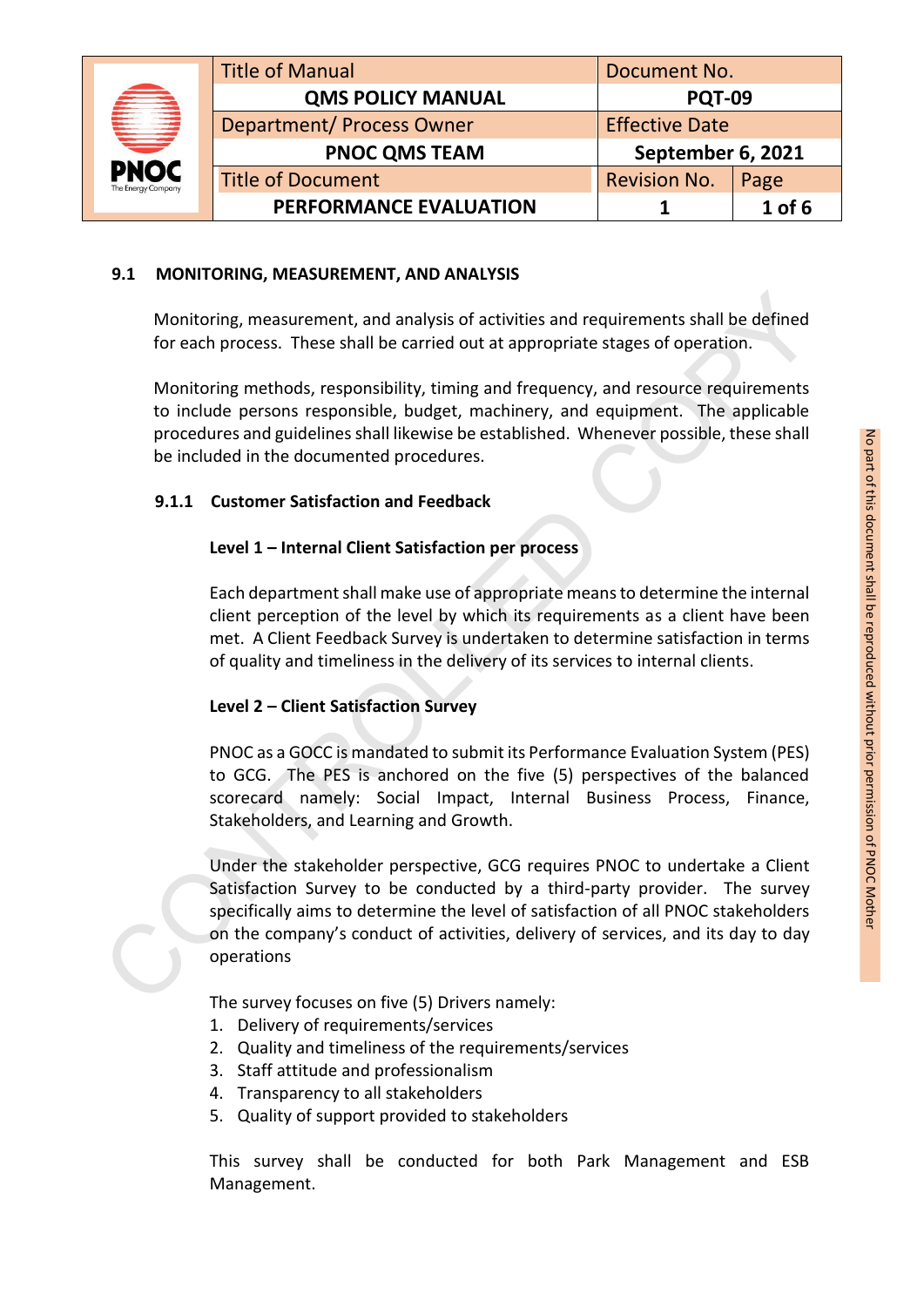## 9.1 MONITORING, MEASUREMENT, AND ANALYSIS

Monitoring, measurement, and analysis of activities and requirements shall be defined for each process. These shall be carried out at appropriate stages of operation.

Monitoring methods, responsibility, timing and frequency, and resource requirements to include persons responsible, budget, machinery, and equipment. The applicable procedures and guidelines shall likewise be established. Whenever possible, these shall be included in the documented procedures.

### 9.1.1 Customer Satisfaction and Feedback

**Level 1 – Internal Client Satisfaction per process**

Each department shall make use of appropriate means to determine the internal client perception of the level by which its requirements as a client have been met. A Client Feedback Survey is undertaken to determine satisfaction in terms of quality and timeliness in the delivery of its services to internal clients.

**Level 2 – Client Satisfaction Survey**

PNOC as a GOCC is mandated to submit its Performance Evaluation System (PES) to GCG. The PES is anchored on the five (5) perspectives of the balanced scorecard namely: Social Impact, Internal Business Process, Finance, Stakeholders, and Learning and Growth.

Under the stakeholder perspective, GCG requires PNOC to undertake a Client Satisfaction Survey to be conducted by a third-party provider. The survey specifically aims to determine the level of satisfaction of all PNOC stakeholders on the company's conduct of activities, delivery of services, and its day to day operations

The survey focuses on five (5) Drivers namely:

1. Delivery of requirements/services
2. Quality and timeliness of the requirements/services
3. Staff attitude and professionalism
4. Transparency to all stakeholders
5. Quality of support provided to stakeholders

This survey shall be conducted for both Park Management and ESB Management.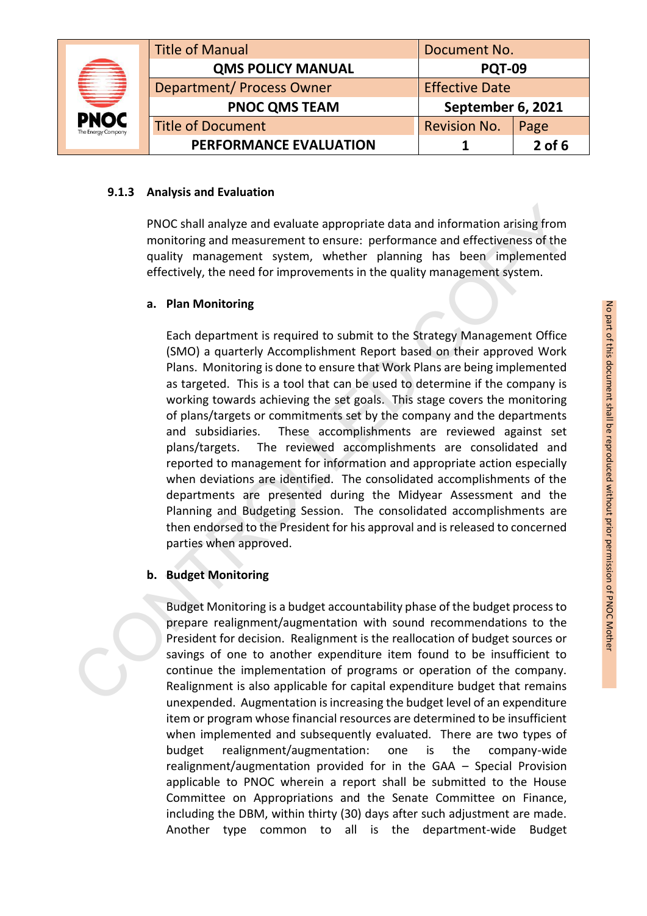### 9.1.3 Analysis and Evaluation

PNOC shall analyze and evaluate appropriate data and information arising from monitoring and measurement to ensure: performance and effectiveness of the quality management system, whether planning has been implemented effectively, the need for improvements in the quality management system.

**a. Plan Monitoring**

Each department is required to submit to the Strategy Management Office (SMO) a quarterly Accomplishment Report based on their approved Work Plans. Monitoring is done to ensure that Work Plans are being implemented as targeted. This is a tool that can be used to determine if the company is working towards achieving the set goals. This stage covers the monitoring of plans/targets or commitments set by the company and the departments and subsidiaries. These accomplishments are reviewed against set plans/targets. The reviewed accomplishments are consolidated and reported to management for information and appropriate action especially when deviations are identified. The consolidated accomplishments of the departments are presented during the Midyear Assessment and the Planning and Budgeting Session. The consolidated accomplishments are then endorsed to the President for his approval and is released to concerned parties when approved.

**b. Budget Monitoring**

Budget Monitoring is a budget accountability phase of the budget process to prepare realignment/augmentation with sound recommendations to the President for decision. Realignment is the reallocation of budget sources or savings of one to another expenditure item found to be insufficient to continue the implementation of programs or operation of the company. Realignment is also applicable for capital expenditure budget that remains unexpended. Augmentation is increasing the budget level of an expenditure item or program whose financial resources are determined to be insufficient when implemented and subsequently evaluated. There are two types of budget realignment/augmentation: one is the company-wide realignment/augmentation provided for in the GAA – Special Provision applicable to PNOC wherein a report shall be submitted to the House Committee on Appropriations and the Senate Committee on Finance, including the DBM, within thirty (30) days after such adjustment are made. Another type common to all is the department-wide Budget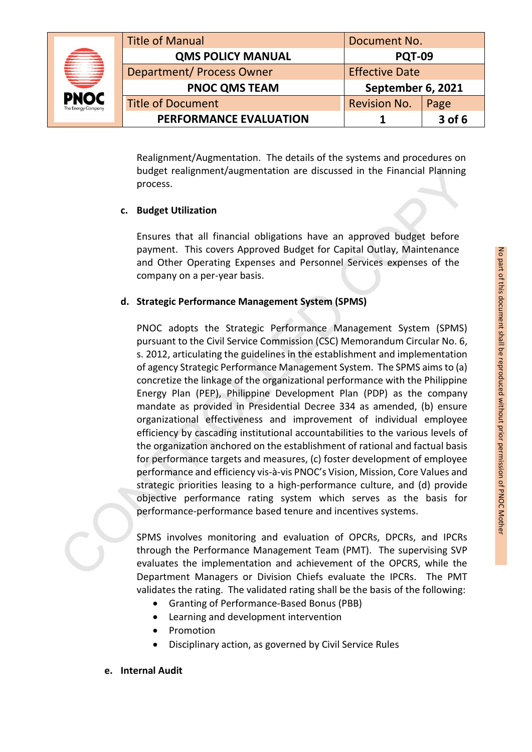Realignment/Augmentation. The details of the systems and procedures on budget realignment/augmentation are discussed in the Financial Planning process.

**c. Budget Utilization**

Ensures that all financial obligations have an approved budget before payment. This covers Approved Budget for Capital Outlay, Maintenance and Other Operating Expenses and Personnel Services expenses of the company on a per-year basis.

**d. Strategic Performance Management System (SPMS)**

PNOC adopts the Strategic Performance Management System (SPMS) pursuant to the Civil Service Commission (CSC) Memorandum Circular No. 6, s. 2012, articulating the guidelines in the establishment and implementation of agency Strategic Performance Management System. The SPMS aims to (a) concretize the linkage of the organizational performance with the Philippine Energy Plan (PEP), Philippine Development Plan (PDP) as the company mandate as provided in Presidential Decree 334 as amended, (b) ensure organizational effectiveness and improvement of individual employee efficiency by cascading institutional accountabilities to the various levels of the organization anchored on the establishment of rational and factual basis for performance targets and measures, (c) foster development of employee performance and efficiency vis-à-vis PNOC's Vision, Mission, Core Values and strategic priorities leasing to a high-performance culture, and (d) provide objective performance rating system which serves as the basis for performance-performance based tenure and incentives systems.

SPMS involves monitoring and evaluation of OPCRs, DPCRs, and IPCRs through the Performance Management Team (PMT). The supervising SVP evaluates the implementation and achievement of the OPCRS, while the Department Managers or Division Chiefs evaluate the IPCRs. The PMT validates the rating. The validated rating shall be the basis of the following:

- Granting of Performance-Based Bonus (PBB)
- Learning and development intervention
- Promotion
- Disciplinary action, as governed by Civil Service Rules

**e. Internal Audit**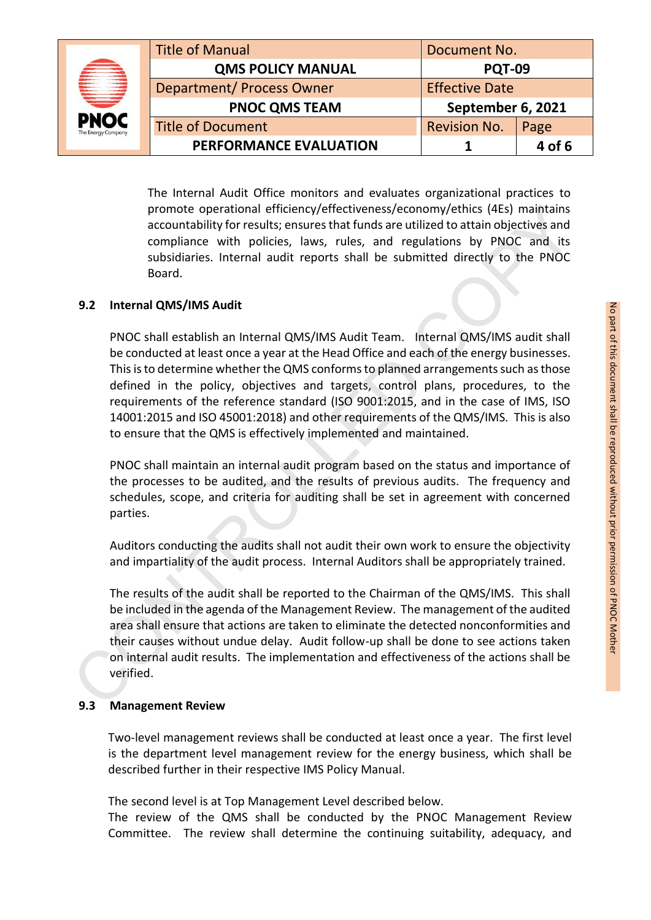The Internal Audit Office monitors and evaluates organizational practices to promote operational efficiency/effectiveness/economy/ethics (4Es) maintains accountability for results; ensures that funds are utilized to attain objectives and compliance with policies, laws, rules, and regulations by PNOC and its subsidiaries. Internal audit reports shall be submitted directly to the PNOC Board.

## 9.2 Internal QMS/IMS Audit

PNOC shall establish an Internal QMS/IMS Audit Team. Internal QMS/IMS audit shall be conducted at least once a year at the Head Office and each of the energy businesses. This is to determine whether the QMS conforms to planned arrangements such as those defined in the policy, objectives and targets, control plans, procedures, to the requirements of the reference standard (ISO 9001:2015, and in the case of IMS, ISO 14001:2015 and ISO 45001:2018) and other requirements of the QMS/IMS. This is also to ensure that the QMS is effectively implemented and maintained.

PNOC shall maintain an internal audit program based on the status and importance of the processes to be audited, and the results of previous audits. The frequency and schedules, scope, and criteria for auditing shall be set in agreement with concerned parties.

Auditors conducting the audits shall not audit their own work to ensure the objectivity and impartiality of the audit process. Internal Auditors shall be appropriately trained.

The results of the audit shall be reported to the Chairman of the QMS/IMS. This shall be included in the agenda of the Management Review. The management of the audited area shall ensure that actions are taken to eliminate the detected nonconformities and their causes without undue delay. Audit follow-up shall be done to see actions taken on internal audit results. The implementation and effectiveness of the actions shall be verified.

## 9.3 Management Review

Two-level management reviews shall be conducted at least once a year. The first level is the department level management review for the energy business, which shall be described further in their respective IMS Policy Manual.

The second level is at Top Management Level described below.
The review of the QMS shall be conducted by the PNOC Management Review Committee. The review shall determine the continuing suitability, adequacy, and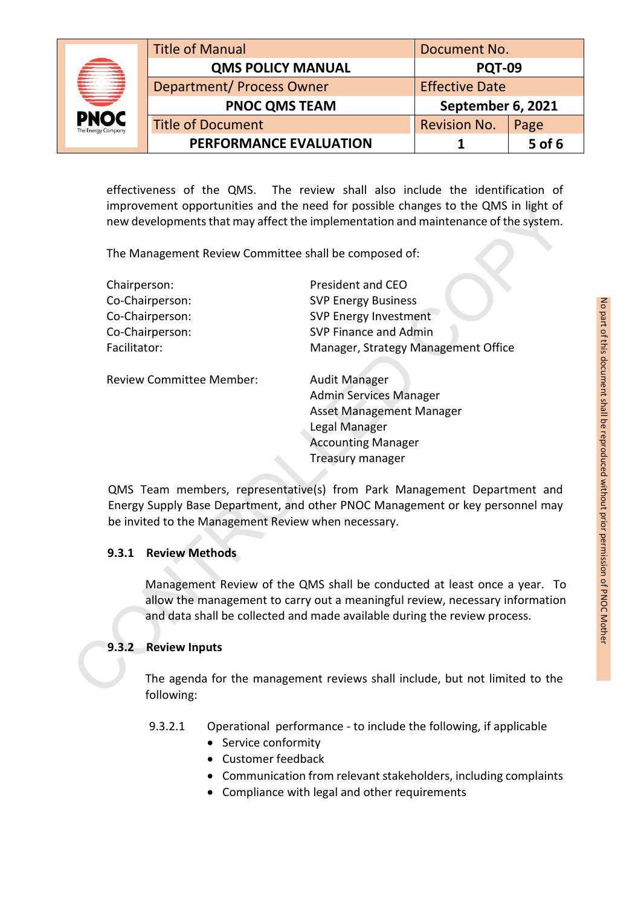effectiveness of the QMS. The review shall also include the identification of improvement opportunities and the need for possible changes to the QMS in light of new developments that may affect the implementation and maintenance of the system.

The Management Review Committee shall be composed of:

| | |
|---|---|
| Chairperson: | President and CEO |
| Co-Chairperson: | SVP Energy Business |
| Co-Chairperson: | SVP Energy Investment |
| Co-Chairperson: | SVP Finance and Admin |
| Facilitator: | Manager, Strategy Management Office |
| Review Committee Member: | Audit Manager |
| | Admin Services Manager |
| | Asset Management Manager |
| | Legal Manager |
| | Accounting Manager |
| | Treasury manager |

QMS Team members, representative(s) from Park Management Department and Energy Supply Base Department, and other PNOC Management or key personnel may be invited to the Management Review when necessary.

### 9.3.1 Review Methods

Management Review of the QMS shall be conducted at least once a year. To allow the management to carry out a meaningful review, necessary information and data shall be collected and made available during the review process.

### 9.3.2 Review Inputs

The agenda for the management reviews shall include, but not limited to the following:

9.3.2.1 Operational performance - to include the following, if applicable

- Service conformity
- Customer feedback
- Communication from relevant stakeholders, including complaints
- Compliance with legal and other requirements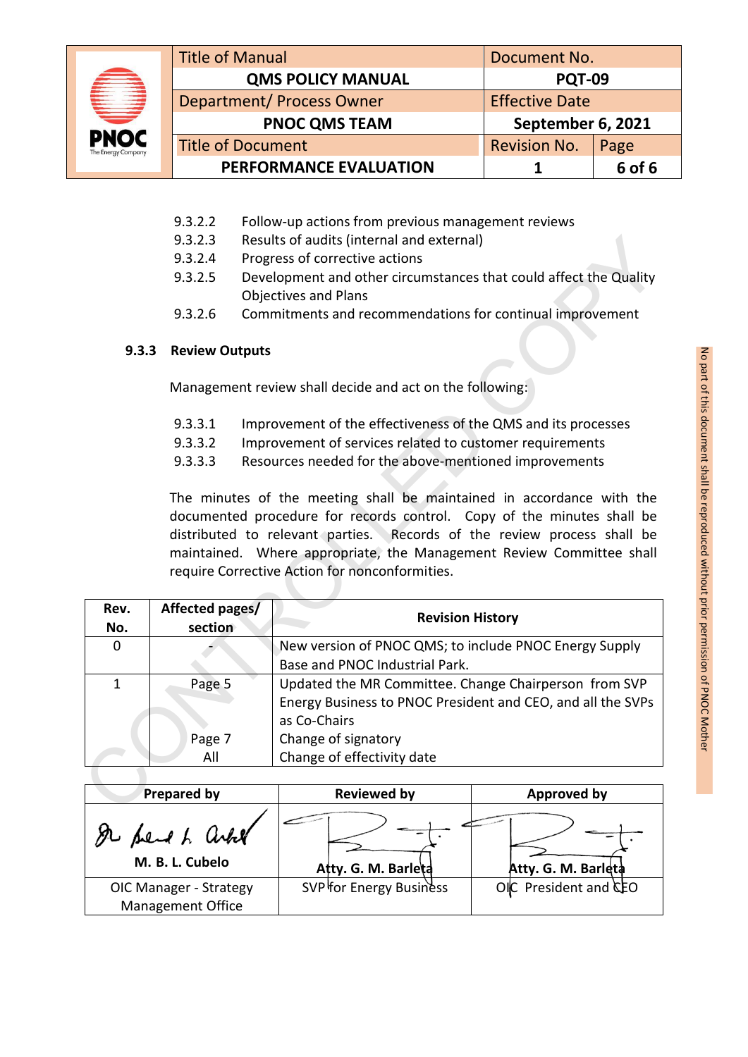9.3.2.2 Follow-up actions from previous management reviews
9.3.2.3 Results of audits (internal and external)
9.3.2.4 Progress of corrective actions
9.3.2.5 Development and other circumstances that could affect the Quality Objectives and Plans
9.3.2.6 Commitments and recommendations for continual improvement

### 9.3.3 Review Outputs

Management review shall decide and act on the following:

9.3.3.1 Improvement of the effectiveness of the QMS and its processes
9.3.3.2 Improvement of services related to customer requirements
9.3.3.3 Resources needed for the above-mentioned improvements

The minutes of the meeting shall be maintained in accordance with the documented procedure for records control. Copy of the minutes shall be distributed to relevant parties. Records of the review process shall be maintained. Where appropriate, the Management Review Committee shall require Corrective Action for nonconformities.

| Rev. No. | Affected pages/ section | Revision History |
|---|---|---|
| 0 | - | New version of PNOC QMS; to include PNOC Energy Supply Base and PNOC Industrial Park. |
| 1 | Page 5 | Updated the MR Committee. Change Chairperson from SVP Energy Business to PNOC President and CEO, and all the SVPs as Co-Chairs |
| | Page 7 | Change of signatory |
| | All | Change of effectivity date |

| Prepared by | Reviewed by | Approved by |
|---|---|---|
| M. B. L. Cubelo | Atty. G. M. Barleta | Atty. G. M. Barleta |
| OIC Manager - Strategy Management Office | SVP for Energy Business | OIC President and CEO |